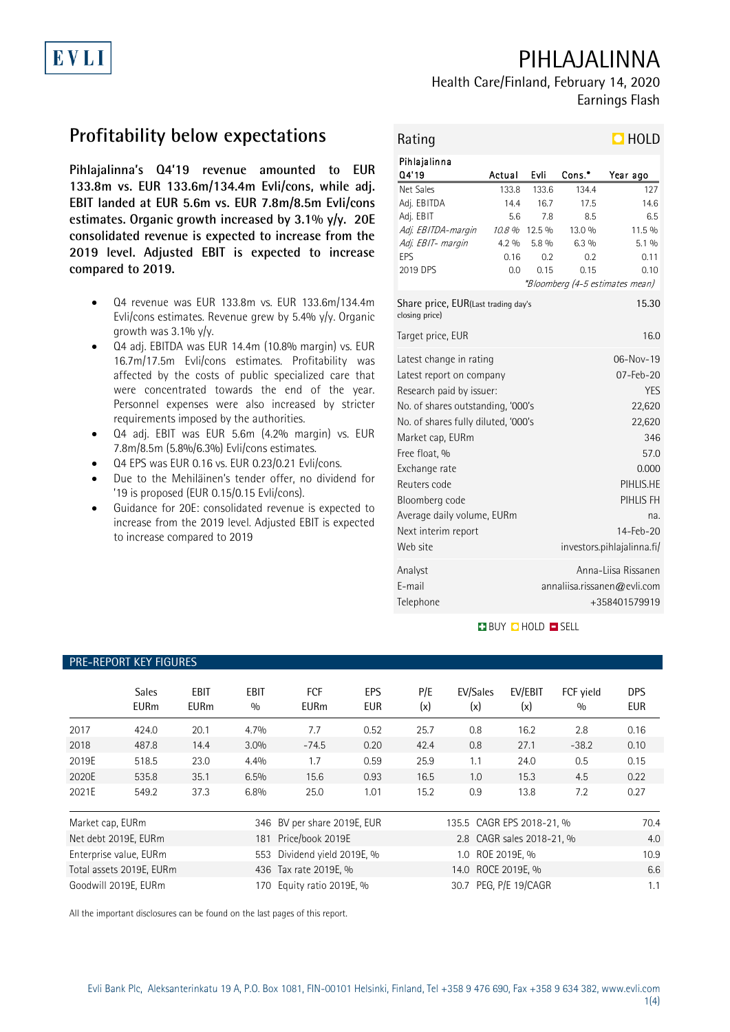EVLI

# PIHLAJALINNA

Health Care/Finland, February 14, 2020

Earnings Flash

## Profitability below expectations

**Pihlajalinna's Q4'19 revenue amounted to EUR 133.8m vs. EUR 133.6m/134.4m Evli/cons, while adj. EBIT landed at EUR 5.6m vs. EUR 7.8m/8.5m Evli/cons estimates. Organic growth increased by 3.1% y/y. 20E consolidated revenue is expected to increase from the 2019 level. Adjusted EBIT is expected to increase compared to 2019.**

- Q4 revenue was EUR 133.8m vs. EUR 133.6m/134.4m Evli/cons estimates. Revenue grew by 5.4% y/y. Organic growth was 3.1% y/y.
- Q4 adj. EBITDA was EUR 14.4m (10.8% margin) vs. EUR 16.7m/17.5m Evli/cons estimates. Profitability was affected by the costs of public specialized care that were concentrated towards the end of the year. Personnel expenses were also increased by stricter requirements imposed by the authorities.
- Q4 adj. EBIT was EUR 5.6m (4.2% margin) vs. EUR 7.8m/8.5m (5.8%/6.3%) Evli/cons estimates.
- Q4 EPS was EUR 0.16 vs. EUR 0.23/0.21 Evli/cons.
- Due to the Mehiläinen's tender offer, no dividend for '19 is proposed (EUR 0.15/0.15 Evli/cons).
- Guidance for 20E: consolidated revenue is expected to increase from the 2019 level. Adjusted EBIT is expected to increase compared to 2019

### Rating: HOLD

| Pihlajalinna Q4'19 | Actual | Evli | Cons.* | Year ago |
|---|---|---|---|---|
| Net Sales | 133.8 | 133.6 | 134.4 | 127 |
| Adj. EBITDA | 14.4 | 16.7 | 17.5 | 14.6 |
| Adj. EBIT | 5.6 | 7.8 | 8.5 | 6.5 |
| *Adj. EBITDA-margin* | *10.8 %* | 12.5 % | 13.0 % | 11.5 % |
| *Adj. EBIT- margin* | 4.2 % | 5.8 % | 6.3 % | 5.1 % |
| EPS | 0.16 | 0.2 | 0.2 | 0.11 |
| 2019 DPS | 0.0 | 0.15 | 0.15 | 0.10 |

*\*Bloomberg (4-5 estimates mean)*

| | |
|---|---|
| Share price, EUR (Last trading day's closing price) | 15.30 |
| Target price, EUR | 16.0 |
| Latest change in rating | 06-Nov-19 |
| Latest report on company | 07-Feb-20 |
| Research paid by issuer: | YES |
| No. of shares outstanding, '000's | 22,620 |
| No. of shares fully diluted, '000's | 22,620 |
| Market cap, EURm | 346 |
| Free float, % | 57.0 |
| Exchange rate | 0.000 |
| Reuters code | PIHLIS.HE |
| Bloomberg code | PIHLIS FH |
| Average daily volume, EURm | na. |
| Next interim report | 14-Feb-20 |
| Web site | investors.pihlajalinna.fi/ |
| Analyst | Anna-Liisa Rissanen |
| E-mail | annaliisa.rissanen@evli.com |
| Telephone | +358401579919 |

BUY HOLD SELL

### PRE-REPORT KEY FIGURES

| | Sales EURm | EBIT EURm | EBIT % | FCF EURm | EPS EUR | P/E (x) | EV/Sales (x) | EV/EBIT (x) | FCF yield % | DPS EUR |
|---|---|---|---|---|---|---|---|---|---|---|
| 2017 | 424.0 | 20.1 | 4.7% | 7.7 | 0.52 | 25.7 | 0.8 | 16.2 | 2.8 | 0.16 |
| 2018 | 487.8 | 14.4 | 3.0% | -74.5 | 0.20 | 42.4 | 0.8 | 27.1 | -38.2 | 0.10 |
| 2019E | 518.5 | 23.0 | 4.4% | 1.7 | 0.59 | 25.9 | 1.1 | 24.0 | 0.5 | 0.15 |
| 2020E | 535.8 | 35.1 | 6.5% | 15.6 | 0.93 | 16.5 | 1.0 | 15.3 | 4.5 | 0.22 |
| 2021E | 549.2 | 37.3 | 6.8% | 25.0 | 1.01 | 15.2 | 0.9 | 13.8 | 7.2 | 0.27 |

| | | | | | |
|---|---|---|---|---|---|
| Market cap, EURm | 346 | BV per share 2019E, EUR | 135.5 | CAGR EPS 2018-21, % | 70.4 |
| Net debt 2019E, EURm | 181 | Price/book 2019E | 2.8 | CAGR sales 2018-21, % | 4.0 |
| Enterprise value, EURm | 553 | Dividend yield 2019E, % | 1.0 | ROE 2019E, % | 10.9 |
| Total assets 2019E, EURm | 436 | Tax rate 2019E, % | 14.0 | ROCE 2019E, % | 6.6 |
| Goodwill 2019E, EURm | 170 | Equity ratio 2019E, % | 30.7 | PEG, P/E 19/CAGR | 1.1 |

All the important disclosures can be found on the last pages of this report.

Evli Bank Plc, Aleksanterinkatu 19 A, P.O. Box 1081, FIN-00101 Helsinki, Finland, Tel +358 9 476 690, Fax +358 9 634 382, www.evli.com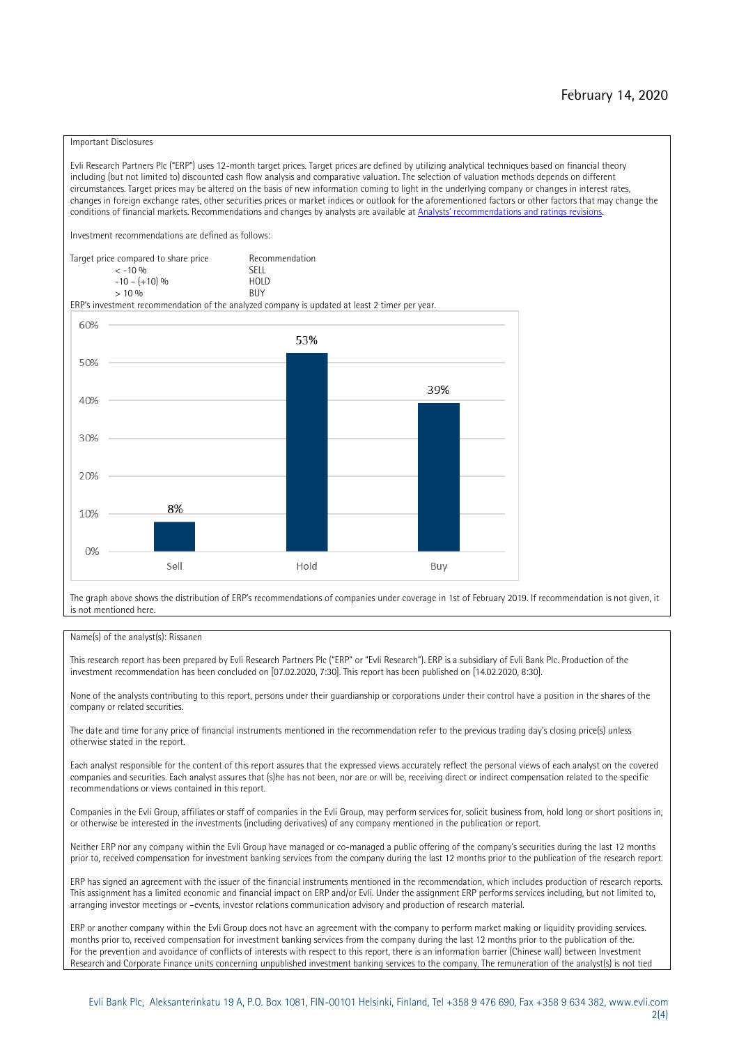February 14, 2020

Important Disclosures

Evli Research Partners Plc ("ERP") uses 12-month target prices. Target prices are defined by utilizing analytical techniques based on financial theory including (but not limited to) discounted cash flow analysis and comparative valuation. The selection of valuation methods depends on different circumstances. Target prices may be altered on the basis of new information coming to light in the underlying company or changes in interest rates, changes in foreign exchange rates, other securities prices or market indices or outlook for the aforementioned factors or other factors that may change the conditions of financial markets. Recommendations and changes by analysts are available at [Analysts' recommendations and ratings revisions](Analysts' recommendations and ratings revisions).

Investment recommendations are defined as follows:

| Target price compared to share price | Recommendation |
| --- | --- |
| < -10 % | SELL |
| -10 – (+10) % | HOLD |
| > 10 % | BUY |

ERP's investment recommendation of the analyzed company is updated at least 2 timer per year.

| | Sell | Hold | Buy |
| --- | --- | --- | --- |
| Share | 8% | 53% | 39% |

The graph above shows the distribution of ERP's recommendations of companies under coverage in 1st of February 2019. If recommendation is not given, it is not mentioned here.

Name(s) of the analyst(s): Rissanen

This research report has been prepared by Evli Research Partners Plc ("ERP" or "Evli Research"). ERP is a subsidiary of Evli Bank Plc. Production of the investment recommendation has been concluded on [07.02.2020, 7:30]. This report has been published on [14.02.2020, 8:30].

None of the analysts contributing to this report, persons under their guardianship or corporations under their control have a position in the shares of the company or related securities.

The date and time for any price of financial instruments mentioned in the recommendation refer to the previous trading day's closing price(s) unless otherwise stated in the report.

Each analyst responsible for the content of this report assures that the expressed views accurately reflect the personal views of each analyst on the covered companies and securities. Each analyst assures that (s)he has not been, nor are or will be, receiving direct or indirect compensation related to the specific recommendations or views contained in this report.

Companies in the Evli Group, affiliates or staff of companies in the Evli Group, may perform services for, solicit business from, hold long or short positions in, or otherwise be interested in the investments (including derivatives) of any company mentioned in the publication or report.

Neither ERP nor any company within the Evli Group have managed or co-managed a public offering of the company's securities during the last 12 months prior to, received compensation for investment banking services from the company during the last 12 months prior to the publication of the research report.

ERP has signed an agreement with the issuer of the financial instruments mentioned in the recommendation, which includes production of research reports. This assignment has a limited economic and financial impact on ERP and/or Evli. Under the assignment ERP performs services including, but not limited to, arranging investor meetings or –events, investor relations communication advisory and production of research material.

ERP or another company within the Evli Group does not have an agreement with the company to perform market making or liquidity providing services. months prior to, received compensation for investment banking services from the company during the last 12 months prior to the publication of the. For the prevention and avoidance of conflicts of interests with respect to this report, there is an information barrier (Chinese wall) between Investment Research and Corporate Finance units concerning unpublished investment banking services to the company. The remuneration of the analyst(s) is not tied

Evli Bank Plc, Aleksanterinkatu 19 A, P.O. Box 1081, FIN-00101 Helsinki, Finland, Tel +358 9 476 690, Fax +358 9 634 382, www.evli.com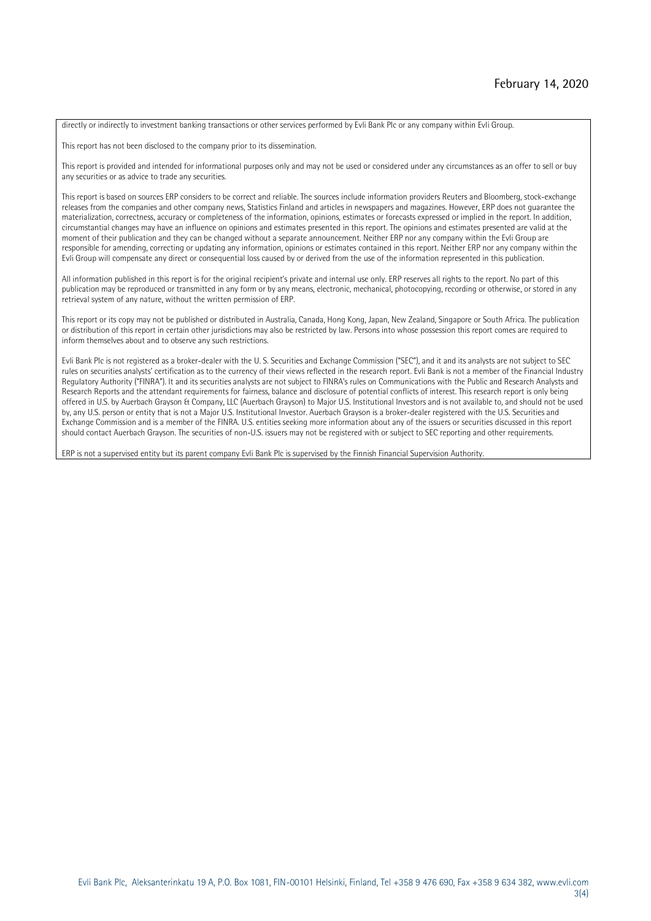directly or indirectly to investment banking transactions or other services performed by Evli Bank Plc or any company within Evli Group.

This report has not been disclosed to the company prior to its dissemination.

This report is provided and intended for informational purposes only and may not be used or considered under any circumstances as an offer to sell or buy any securities or as advice to trade any securities.

This report is based on sources ERP considers to be correct and reliable. The sources include information providers Reuters and Bloomberg, stock-exchange releases from the companies and other company news, Statistics Finland and articles in newspapers and magazines. However, ERP does not guarantee the materialization, correctness, accuracy or completeness of the information, opinions, estimates or forecasts expressed or implied in the report. In addition, circumstantial changes may have an influence on opinions and estimates presented in this report. The opinions and estimates presented are valid at the moment of their publication and they can be changed without a separate announcement. Neither ERP nor any company within the Evli Group are responsible for amending, correcting or updating any information, opinions or estimates contained in this report. Neither ERP nor any company within the Evli Group will compensate any direct or consequential loss caused by or derived from the use of the information represented in this publication.

All information published in this report is for the original recipient's private and internal use only. ERP reserves all rights to the report. No part of this publication may be reproduced or transmitted in any form or by any means, electronic, mechanical, photocopying, recording or otherwise, or stored in any retrieval system of any nature, without the written permission of ERP.

This report or its copy may not be published or distributed in Australia, Canada, Hong Kong, Japan, New Zealand, Singapore or South Africa. The publication or distribution of this report in certain other jurisdictions may also be restricted by law. Persons into whose possession this report comes are required to inform themselves about and to observe any such restrictions.

Evli Bank Plc is not registered as a broker-dealer with the U. S. Securities and Exchange Commission ("SEC"), and it and its analysts are not subject to SEC rules on securities analysts' certification as to the currency of their views reflected in the research report. Evli Bank is not a member of the Financial Industry Regulatory Authority ("FINRA"). It and its securities analysts are not subject to FINRA's rules on Communications with the Public and Research Analysts and Research Reports and the attendant requirements for fairness, balance and disclosure of potential conflicts of interest. This research report is only being offered in U.S. by Auerbach Grayson & Company, LLC (Auerbach Grayson) to Major U.S. Institutional Investors and is not available to, and should not be used by, any U.S. person or entity that is not a Major U.S. Institutional Investor. Auerbach Grayson is a broker-dealer registered with the U.S. Securities and Exchange Commission and is a member of the FINRA. U.S. entities seeking more information about any of the issuers or securities discussed in this report should contact Auerbach Grayson. The securities of non-U.S. issuers may not be registered with or subject to SEC reporting and other requirements.

ERP is not a supervised entity but its parent company Evli Bank Plc is supervised by the Finnish Financial Supervision Authority.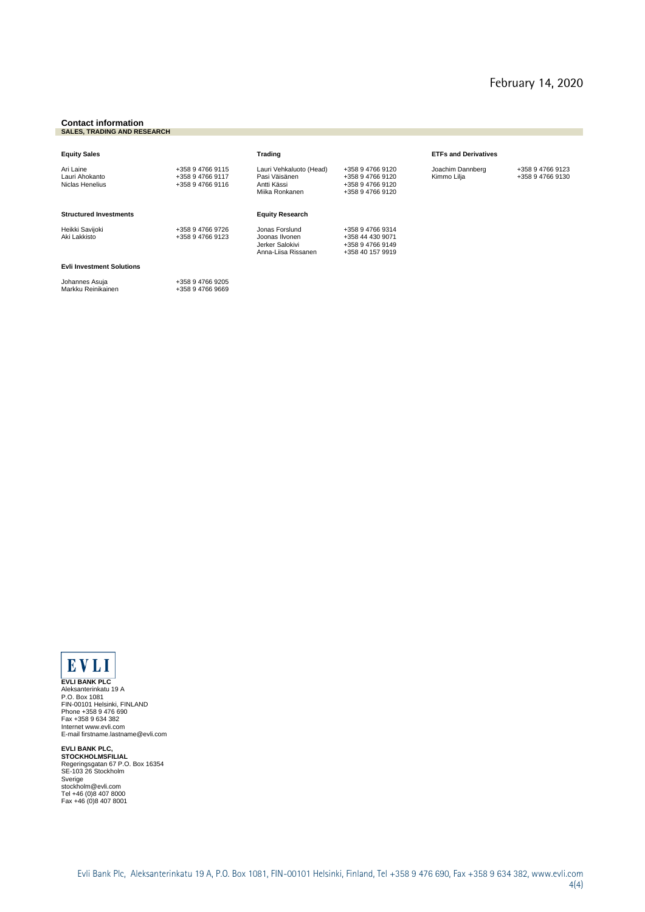February 14, 2020

# Contact information

## SALES, TRADING AND RESEARCH

**Equity Sales**

| | |
|---|---|
| Ari Laine | +358 9 4766 9115 |
| Lauri Ahokanto | +358 9 4766 9117 |
| Niclas Henelius | +358 9 4766 9116 |

**Trading**

| | |
|---|---|
| Lauri Vehkaluoto (Head) | +358 9 4766 9120 |
| Pasi Väisänen | +358 9 4766 9120 |
| Antti Kässi | +358 9 4766 9120 |
| Miika Ronkanen | +358 9 4766 9120 |

**ETFs and Derivatives**

| | |
|---|---|
| Joachim Dannberg | +358 9 4766 9123 |
| Kimmo Lilja | +358 9 4766 9130 |

**Structured Investments**

| | |
|---|---|
| Heikki Savijoki | +358 9 4766 9726 |
| Aki Lakkisto | +358 9 4766 9123 |

**Equity Research**

| | |
|---|---|
| Jonas Forslund | +358 9 4766 9314 |
| Joonas Ilvonen | +358 44 430 9071 |
| Jerker Salokivi | +358 9 4766 9149 |
| Anna-Liisa Rissanen | +358 40 157 9919 |

**Evli Investment Solutions**

| | |
|---|---|
| Johannes Asuja | +358 9 4766 9205 |
| Markku Reinikainen | +358 9 4766 9669 |

EVLI

**EVLI BANK PLC**
Aleksanterinkatu 19 A
P.O. Box 1081
FIN-00101 Helsinki, FINLAND
Phone +358 9 476 690
Fax +358 9 634 382
Internet www.evli.com
E-mail firstname.lastname@evli.com

**EVLI BANK PLC,**
**STOCKHOLMSFILIAL**
Regeringsgatan 67 P.O. Box 16354
SE-103 26 Stockholm
Sverige
stockholm@evli.com
Tel +46 (0)8 407 8000
Fax +46 (0)8 407 8001

Evli Bank Plc, Aleksanterinkatu 19 A, P.O. Box 1081, FIN-00101 Helsinki, Finland, Tel +358 9 476 690, Fax +358 9 634 382, www.evli.com